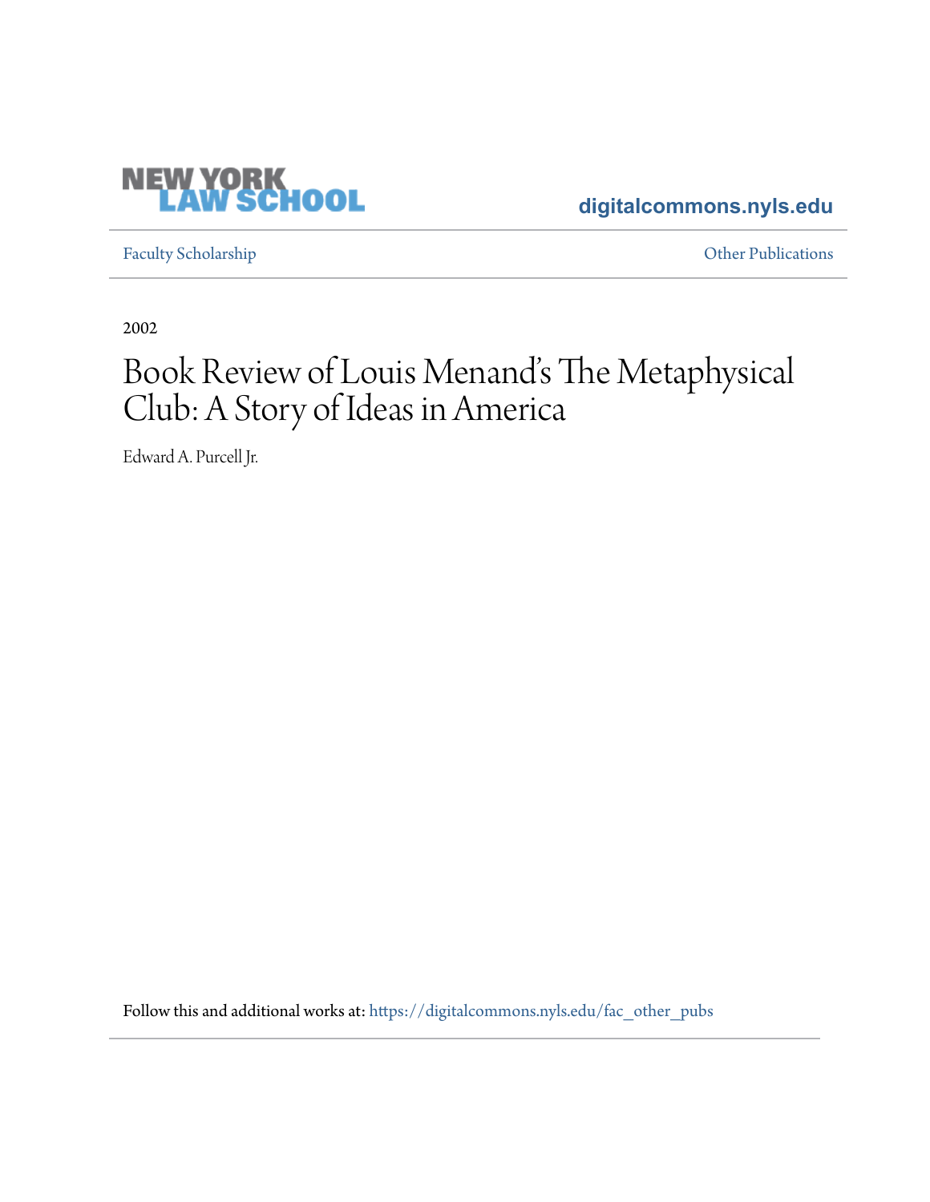NEW YORK LAW SCHOOL

digitalcommons.nyls.edu

Faculty Scholarship

Other Publications

2002

# Book Review of Louis Menand's The Metaphysical Club: A Story of Ideas in America

Edward A. Purcell Jr.

Follow this and additional works at: https://digitalcommons.nyls.edu/fac_other_pubs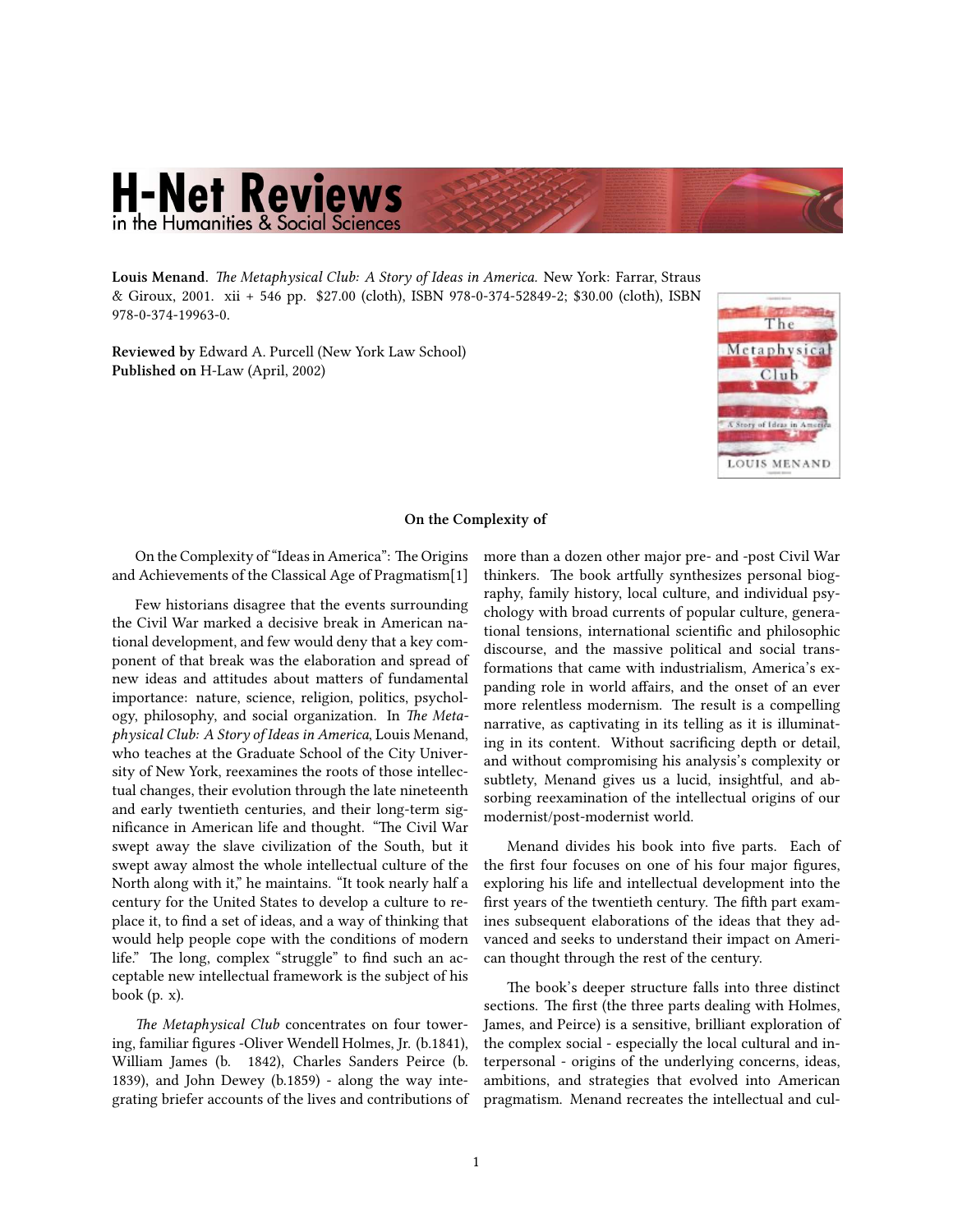**Louis Menand**. *The Metaphysical Club: A Story of Ideas in America.* New York: Farrar, Straus & Giroux, 2001. xii + 546 pp. $27.00 (cloth), ISBN 978-0-374-52849-2; $30.00 (cloth), ISBN 978-0-374-19963-0.

**Reviewed by** Edward A. Purcell (New York Law School)
**Published on** H-Law (April, 2002)

### On the Complexity of

On the Complexity of "Ideas in America": The Origins and Achievements of the Classical Age of Pragmatism[1]

Few historians disagree that the events surrounding the Civil War marked a decisive break in American national development, and few would deny that a key component of that break was the elaboration and spread of new ideas and attitudes about matters of fundamental importance: nature, science, religion, politics, psychology, philosophy, and social organization. In *The Metaphysical Club: A Story of Ideas in America*, Louis Menand, who teaches at the Graduate School of the City University of New York, reexamines the roots of those intellectual changes, their evolution through the late nineteenth and early twentieth centuries, and their long-term significance in American life and thought. "The Civil War swept away the slave civilization of the South, but it swept away almost the whole intellectual culture of the North along with it," he maintains. "It took nearly half a century for the United States to develop a culture to replace it, to find a set of ideas, and a way of thinking that would help people cope with the conditions of modern life." The long, complex "struggle" to find such an acceptable new intellectual framework is the subject of his book (p. x).

*The Metaphysical Club* concentrates on four towering, familiar figures -Oliver Wendell Holmes, Jr. (b.1841), William James (b. 1842), Charles Sanders Peirce (b. 1839), and John Dewey (b.1859) - along the way integrating briefer accounts of the lives and contributions of more than a dozen other major pre- and -post Civil War thinkers. The book artfully synthesizes personal biography, family history, local culture, and individual psychology with broad currents of popular culture, generational tensions, international scientific and philosophic discourse, and the massive political and social transformations that came with industrialism, America's expanding role in world affairs, and the onset of an ever more relentless modernism. The result is a compelling narrative, as captivating in its telling as it is illuminating in its content. Without sacrificing depth or detail, and without compromising his analysis's complexity or subtlety, Menand gives us a lucid, insightful, and absorbing reexamination of the intellectual origins of our modernist/post-modernist world.

Menand divides his book into five parts. Each of the first four focuses on one of his four major figures, exploring his life and intellectual development into the first years of the twentieth century. The fifth part examines subsequent elaborations of the ideas that they advanced and seeks to understand their impact on American thought through the rest of the century.

The book's deeper structure falls into three distinct sections. The first (the three parts dealing with Holmes, James, and Peirce) is a sensitive, brilliant exploration of the complex social - especially the local cultural and interpersonal - origins of the underlying concerns, ideas, ambitions, and strategies that evolved into American pragmatism. Menand recreates the intellectual and cul-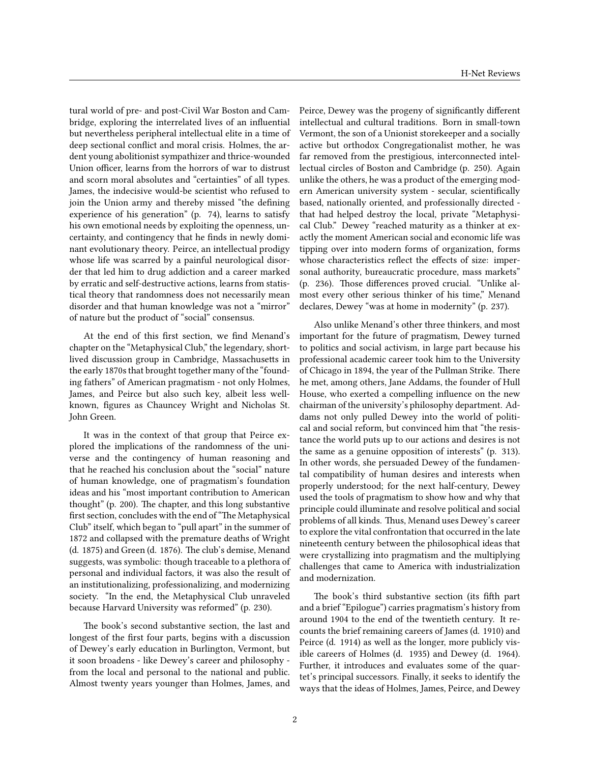tural world of pre- and post-Civil War Boston and Cambridge, exploring the interrelated lives of an influential but nevertheless peripheral intellectual elite in a time of deep sectional conflict and moral crisis. Holmes, the ardent young abolitionist sympathizer and thrice-wounded Union officer, learns from the horrors of war to distrust and scorn moral absolutes and "certainties" of all types. James, the indecisive would-be scientist who refused to join the Union army and thereby missed "the defining experience of his generation" (p. 74), learns to satisfy his own emotional needs by exploiting the openness, uncertainty, and contingency that he finds in newly dominant evolutionary theory. Peirce, an intellectual prodigy whose life was scarred by a painful neurological disorder that led him to drug addiction and a career marked by erratic and self-destructive actions, learns from statistical theory that randomness does not necessarily mean disorder and that human knowledge was not a "mirror" of nature but the product of "social" consensus.

At the end of this first section, we find Menand's chapter on the "Metaphysical Club," the legendary, short-lived discussion group in Cambridge, Massachusetts in the early 1870s that brought together many of the "founding fathers" of American pragmatism - not only Holmes, James, and Peirce but also such key, albeit less well-known, figures as Chauncey Wright and Nicholas St. John Green.

It was in the context of that group that Peirce explored the implications of the randomness of the universe and the contingency of human reasoning and that he reached his conclusion about the "social" nature of human knowledge, one of pragmatism's foundation ideas and his "most important contribution to American thought" (p. 200). The chapter, and this long substantive first section, concludes with the end of "The Metaphysical Club" itself, which began to "pull apart" in the summer of 1872 and collapsed with the premature deaths of Wright (d. 1875) and Green (d. 1876). The club's demise, Menand suggests, was symbolic: though traceable to a plethora of personal and individual factors, it was also the result of an institutionalizing, professionalizing, and modernizing society. "In the end, the Metaphysical Club unraveled because Harvard University was reformed" (p. 230).

The book's second substantive section, the last and longest of the first four parts, begins with a discussion of Dewey's early education in Burlington, Vermont, but it soon broadens - like Dewey's career and philosophy - from the local and personal to the national and public. Almost twenty years younger than Holmes, James, and Peirce, Dewey was the progeny of significantly different intellectual and cultural traditions. Born in small-town Vermont, the son of a Unionist storekeeper and a socially active but orthodox Congregationalist mother, he was far removed from the prestigious, interconnected intellectual circles of Boston and Cambridge (p. 250). Again unlike the others, he was a product of the emerging modern American university system - secular, scientifically based, nationally oriented, and professionally directed - that had helped destroy the local, private "Metaphysical Club." Dewey "reached maturity as a thinker at exactly the moment American social and economic life was tipping over into modern forms of organization, forms whose characteristics reflect the effects of size: impersonal authority, bureaucratic procedure, mass markets" (p. 236). Those differences proved crucial. "Unlike almost every other serious thinker of his time," Menand declares, Dewey "was at home in modernity" (p. 237).

Also unlike Menand's other three thinkers, and most important for the future of pragmatism, Dewey turned to politics and social activism, in large part because his professional academic career took him to the University of Chicago in 1894, the year of the Pullman Strike. There he met, among others, Jane Addams, the founder of Hull House, who exerted a compelling influence on the new chairman of the university's philosophy department. Addams not only pulled Dewey into the world of political and social reform, but convinced him that "the resistance the world puts up to our actions and desires is not the same as a genuine opposition of interests" (p. 313). In other words, she persuaded Dewey of the fundamental compatibility of human desires and interests when properly understood; for the next half-century, Dewey used the tools of pragmatism to show how and why that principle could illuminate and resolve political and social problems of all kinds. Thus, Menand uses Dewey's career to explore the vital confrontation that occurred in the late nineteenth century between the philosophical ideas that were crystallizing into pragmatism and the multiplying challenges that came to America with industrialization and modernization.

The book's third substantive section (its fifth part and a brief "Epilogue") carries pragmatism's history from around 1904 to the end of the twentieth century. It recounts the brief remaining careers of James (d. 1910) and Peirce (d. 1914) as well as the longer, more publicly visible careers of Holmes (d. 1935) and Dewey (d. 1964). Further, it introduces and evaluates some of the quartet's principal successors. Finally, it seeks to identify the ways that the ideas of Holmes, James, Peirce, and Dewey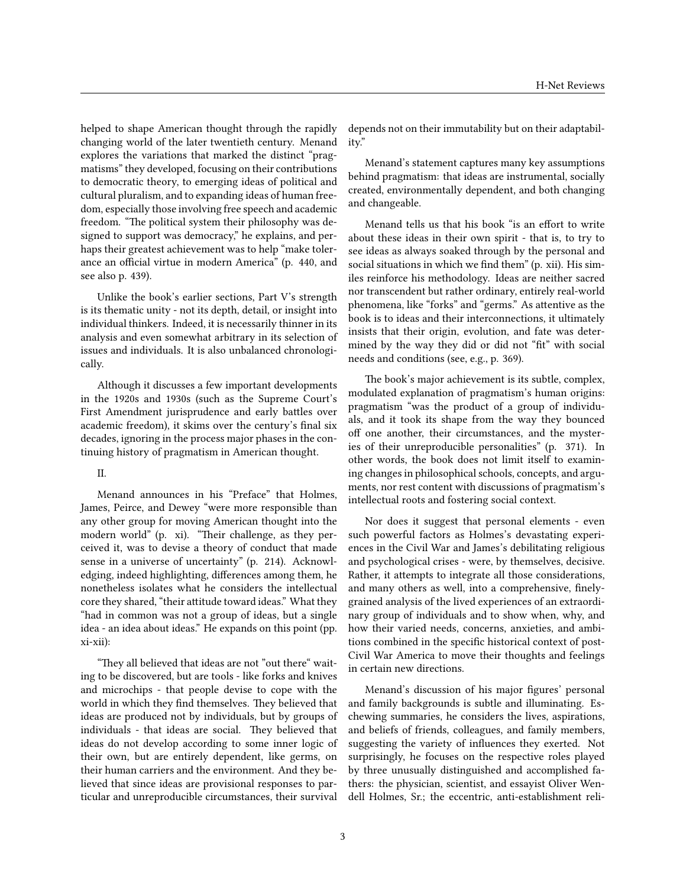helped to shape American thought through the rapidly changing world of the later twentieth century. Menand explores the variations that marked the distinct "pragmatisms" they developed, focusing on their contributions to democratic theory, to emerging ideas of political and cultural pluralism, and to expanding ideas of human freedom, especially those involving free speech and academic freedom. "The political system their philosophy was designed to support was democracy," he explains, and perhaps their greatest achievement was to help "make tolerance an official virtue in modern America" (p. 440, and see also p. 439).

Unlike the book's earlier sections, Part V's strength is its thematic unity - not its depth, detail, or insight into individual thinkers. Indeed, it is necessarily thinner in its analysis and even somewhat arbitrary in its selection of issues and individuals. It is also unbalanced chronologically.

Although it discusses a few important developments in the 1920s and 1930s (such as the Supreme Court's First Amendment jurisprudence and early battles over academic freedom), it skims over the century's final six decades, ignoring in the process major phases in the continuing history of pragmatism in American thought.

II.

Menand announces in his "Preface" that Holmes, James, Peirce, and Dewey "were more responsible than any other group for moving American thought into the modern world" (p. xi). "Their challenge, as they perceived it, was to devise a theory of conduct that made sense in a universe of uncertainty" (p. 214). Acknowledging, indeed highlighting, differences among them, he nonetheless isolates what he considers the intellectual core they shared, "their attitude toward ideas." What they "had in common was not a group of ideas, but a single idea - an idea about ideas." He expands on this point (pp. xi-xii):

"They all believed that ideas are not "out there" waiting to be discovered, but are tools - like forks and knives and microchips - that people devise to cope with the world in which they find themselves. They believed that ideas are produced not by individuals, but by groups of individuals - that ideas are social. They believed that ideas do not develop according to some inner logic of their own, but are entirely dependent, like germs, on their human carriers and the environment. And they believed that since ideas are provisional responses to particular and unreproducible circumstances, their survival depends not on their immutability but on their adaptability."

Menand's statement captures many key assumptions behind pragmatism: that ideas are instrumental, socially created, environmentally dependent, and both changing and changeable.

Menand tells us that his book "is an effort to write about these ideas in their own spirit - that is, to try to see ideas as always soaked through by the personal and social situations in which we find them" (p. xii). His similes reinforce his methodology. Ideas are neither sacred nor transcendent but rather ordinary, entirely real-world phenomena, like "forks" and "germs." As attentive as the book is to ideas and their interconnections, it ultimately insists that their origin, evolution, and fate was determined by the way they did or did not "fit" with social needs and conditions (see, e.g., p. 369).

The book's major achievement is its subtle, complex, modulated explanation of pragmatism's human origins: pragmatism "was the product of a group of individuals, and it took its shape from the way they bounced off one another, their circumstances, and the mysteries of their unreproducible personalities" (p. 371). In other words, the book does not limit itself to examining changes in philosophical schools, concepts, and arguments, nor rest content with discussions of pragmatism's intellectual roots and fostering social context.

Nor does it suggest that personal elements - even such powerful factors as Holmes's devastating experiences in the Civil War and James's debilitating religious and psychological crises - were, by themselves, decisive. Rather, it attempts to integrate all those considerations, and many others as well, into a comprehensive, finely-grained analysis of the lived experiences of an extraordinary group of individuals and to show when, why, and how their varied needs, concerns, anxieties, and ambitions combined in the specific historical context of post-Civil War America to move their thoughts and feelings in certain new directions.

Menand's discussion of his major figures' personal and family backgrounds is subtle and illuminating. Eschewing summaries, he considers the lives, aspirations, and beliefs of friends, colleagues, and family members, suggesting the variety of influences they exerted. Not surprisingly, he focuses on the respective roles played by three unusually distinguished and accomplished fathers: the physician, scientist, and essayist Oliver Wendell Holmes, Sr.; the eccentric, anti-establishment reli-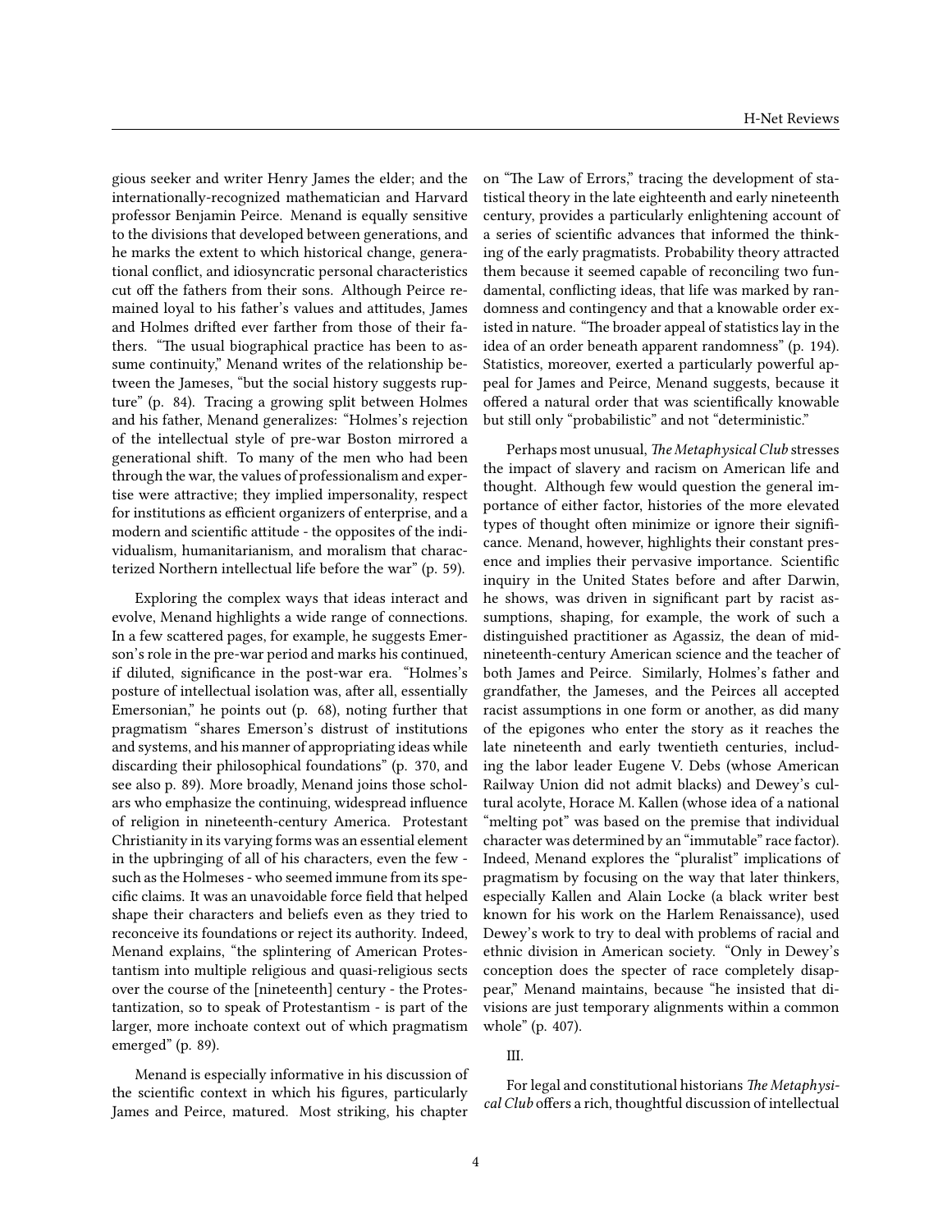gious seeker and writer Henry James the elder; and the internationally-recognized mathematician and Harvard professor Benjamin Peirce. Menand is equally sensitive to the divisions that developed between generations, and he marks the extent to which historical change, generational conflict, and idiosyncratic personal characteristics cut off the fathers from their sons. Although Peirce remained loyal to his father's values and attitudes, James and Holmes drifted ever farther from those of their fathers. "The usual biographical practice has been to assume continuity," Menand writes of the relationship between the Jameses, "but the social history suggests rupture" (p. 84). Tracing a growing split between Holmes and his father, Menand generalizes: "Holmes's rejection of the intellectual style of pre-war Boston mirrored a generational shift. To many of the men who had been through the war, the values of professionalism and expertise were attractive; they implied impersonality, respect for institutions as efficient organizers of enterprise, and a modern and scientific attitude - the opposites of the individualism, humanitarianism, and moralism that characterized Northern intellectual life before the war" (p. 59).

Exploring the complex ways that ideas interact and evolve, Menand highlights a wide range of connections. In a few scattered pages, for example, he suggests Emerson's role in the pre-war period and marks his continued, if diluted, significance in the post-war era. "Holmes's posture of intellectual isolation was, after all, essentially Emersonian," he points out (p. 68), noting further that pragmatism "shares Emerson's distrust of institutions and systems, and his manner of appropriating ideas while discarding their philosophical foundations" (p. 370, and see also p. 89). More broadly, Menand joins those scholars who emphasize the continuing, widespread influence of religion in nineteenth-century America. Protestant Christianity in its varying forms was an essential element in the upbringing of all of his characters, even the few - such as the Holmeses - who seemed immune from its specific claims. It was an unavoidable force field that helped shape their characters and beliefs even as they tried to reconceive its foundations or reject its authority. Indeed, Menand explains, "the splintering of American Protestantism into multiple religious and quasi-religious sects over the course of the [nineteenth] century - the Protestantization, so to speak of Protestantism - is part of the larger, more inchoate context out of which pragmatism emerged" (p. 89).

Menand is especially informative in his discussion of the scientific context in which his figures, particularly James and Peirce, matured. Most striking, his chapter on "The Law of Errors," tracing the development of statistical theory in the late eighteenth and early nineteenth century, provides a particularly enlightening account of a series of scientific advances that informed the thinking of the early pragmatists. Probability theory attracted them because it seemed capable of reconciling two fundamental, conflicting ideas, that life was marked by randomness and contingency and that a knowable order existed in nature. "The broader appeal of statistics lay in the idea of an order beneath apparent randomness" (p. 194). Statistics, moreover, exerted a particularly powerful appeal for James and Peirce, Menand suggests, because it offered a natural order that was scientifically knowable but still only "probabilistic" and not "deterministic."

Perhaps most unusual, *The Metaphysical Club* stresses the impact of slavery and racism on American life and thought. Although few would question the general importance of either factor, histories of the more elevated types of thought often minimize or ignore their significance. Menand, however, highlights their constant presence and implies their pervasive importance. Scientific inquiry in the United States before and after Darwin, he shows, was driven in significant part by racist assumptions, shaping, for example, the work of such a distinguished practitioner as Agassiz, the dean of mid-nineteenth-century American science and the teacher of both James and Peirce. Similarly, Holmes's father and grandfather, the Jameses, and the Peirces all accepted racist assumptions in one form or another, as did many of the epigones who enter the story as it reaches the late nineteenth and early twentieth centuries, including the labor leader Eugene V. Debs (whose American Railway Union did not admit blacks) and Dewey's cultural acolyte, Horace M. Kallen (whose idea of a national "melting pot" was based on the premise that individual character was determined by an "immutable" race factor). Indeed, Menand explores the "pluralist" implications of pragmatism by focusing on the way that later thinkers, especially Kallen and Alain Locke (a black writer best known for his work on the Harlem Renaissance), used Dewey's work to try to deal with problems of racial and ethnic division in American society. "Only in Dewey's conception does the specter of race completely disappear," Menand maintains, because "he insisted that divisions are just temporary alignments within a common whole" (p. 407).

## III.

For legal and constitutional historians *The Metaphysical Club* offers a rich, thoughtful discussion of intellectual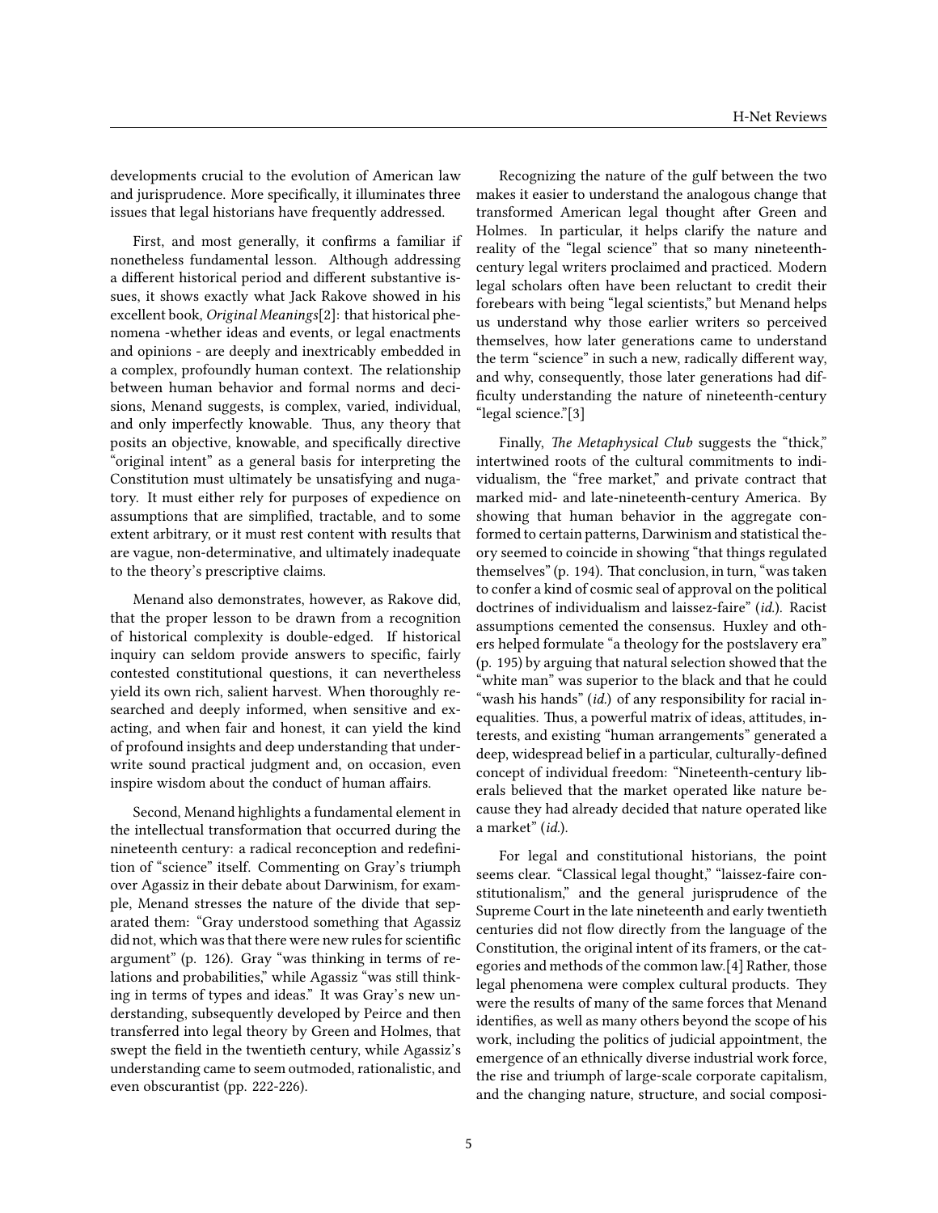developments crucial to the evolution of American law and jurisprudence. More specifically, it illuminates three issues that legal historians have frequently addressed.

First, and most generally, it confirms a familiar if nonetheless fundamental lesson. Although addressing a different historical period and different substantive issues, it shows exactly what Jack Rakove showed in his excellent book, *Original Meanings*[2]: that historical phenomena -whether ideas and events, or legal enactments and opinions - are deeply and inextricably embedded in a complex, profoundly human context. The relationship between human behavior and formal norms and decisions, Menand suggests, is complex, varied, individual, and only imperfectly knowable. Thus, any theory that posits an objective, knowable, and specifically directive "original intent" as a general basis for interpreting the Constitution must ultimately be unsatisfying and nugatory. It must either rely for purposes of expedience on assumptions that are simplified, tractable, and to some extent arbitrary, or it must rest content with results that are vague, non-determinative, and ultimately inadequate to the theory's prescriptive claims.

Menand also demonstrates, however, as Rakove did, that the proper lesson to be drawn from a recognition of historical complexity is double-edged. If historical inquiry can seldom provide answers to specific, fairly contested constitutional questions, it can nevertheless yield its own rich, salient harvest. When thoroughly researched and deeply informed, when sensitive and exacting, and when fair and honest, it can yield the kind of profound insights and deep understanding that underwrite sound practical judgment and, on occasion, even inspire wisdom about the conduct of human affairs.

Second, Menand highlights a fundamental element in the intellectual transformation that occurred during the nineteenth century: a radical reconception and redefinition of "science" itself. Commenting on Gray's triumph over Agassiz in their debate about Darwinism, for example, Menand stresses the nature of the divide that separated them: "Gray understood something that Agassiz did not, which was that there were new rules for scientific argument" (p. 126). Gray "was thinking in terms of relations and probabilities," while Agassiz "was still thinking in terms of types and ideas." It was Gray's new understanding, subsequently developed by Peirce and then transferred into legal theory by Green and Holmes, that swept the field in the twentieth century, while Agassiz's understanding came to seem outmoded, rationalistic, and even obscurantist (pp. 222-226).

Recognizing the nature of the gulf between the two makes it easier to understand the analogous change that transformed American legal thought after Green and Holmes. In particular, it helps clarify the nature and reality of the "legal science" that so many nineteenth-century legal writers proclaimed and practiced. Modern legal scholars often have been reluctant to credit their forebears with being "legal scientists," but Menand helps us understand why those earlier writers so perceived themselves, how later generations came to understand the term "science" in such a new, radically different way, and why, consequently, those later generations had difficulty understanding the nature of nineteenth-century "legal science."[3]

Finally, *The Metaphysical Club* suggests the "thick," intertwined roots of the cultural commitments to individualism, the "free market," and private contract that marked mid- and late-nineteenth-century America. By showing that human behavior in the aggregate conformed to certain patterns, Darwinism and statistical theory seemed to coincide in showing "that things regulated themselves" (p. 194). That conclusion, in turn, "was taken to confer a kind of cosmic seal of approval on the political doctrines of individualism and laissez-faire" (*id.*). Racist assumptions cemented the consensus. Huxley and others helped formulate "a theology for the postslavery era" (p. 195) by arguing that natural selection showed that the "white man" was superior to the black and that he could "wash his hands" (*id.*) of any responsibility for racial inequalities. Thus, a powerful matrix of ideas, attitudes, interests, and existing "human arrangements" generated a deep, widespread belief in a particular, culturally-defined concept of individual freedom: "Nineteenth-century liberals believed that the market operated like nature because they had already decided that nature operated like a market" (*id.*).

For legal and constitutional historians, the point seems clear. "Classical legal thought," "laissez-faire constitutionalism," and the general jurisprudence of the Supreme Court in the late nineteenth and early twentieth centuries did not flow directly from the language of the Constitution, the original intent of its framers, or the categories and methods of the common law.[4] Rather, those legal phenomena were complex cultural products. They were the results of many of the same forces that Menand identifies, as well as many others beyond the scope of his work, including the politics of judicial appointment, the emergence of an ethnically diverse industrial work force, the rise and triumph of large-scale corporate capitalism, and the changing nature, structure, and social composi-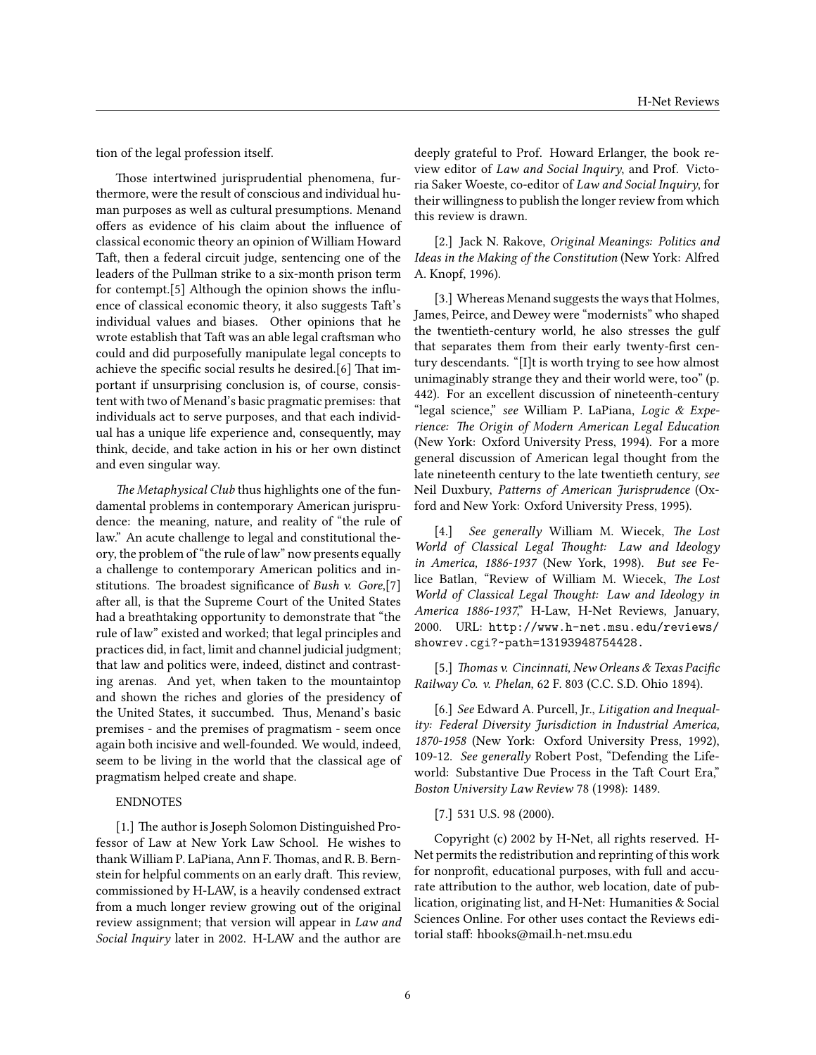tion of the legal profession itself.

Those intertwined jurisprudential phenomena, furthermore, were the result of conscious and individual human purposes as well as cultural presumptions. Menand offers as evidence of his claim about the influence of classical economic theory an opinion of William Howard Taft, then a federal circuit judge, sentencing one of the leaders of the Pullman strike to a six-month prison term for contempt.[5] Although the opinion shows the influence of classical economic theory, it also suggests Taft's individual values and biases. Other opinions that he wrote establish that Taft was an able legal craftsman who could and did purposefully manipulate legal concepts to achieve the specific social results he desired.[6] That important if unsurprising conclusion is, of course, consistent with two of Menand's basic pragmatic premises: that individuals act to serve purposes, and that each individual has a unique life experience and, consequently, may think, decide, and take action in his or her own distinct and even singular way.

*The Metaphysical Club* thus highlights one of the fundamental problems in contemporary American jurisprudence: the meaning, nature, and reality of "the rule of law." An acute challenge to legal and constitutional theory, the problem of "the rule of law" now presents equally a challenge to contemporary American politics and institutions. The broadest significance of *Bush v. Gore*,[7] after all, is that the Supreme Court of the United States had a breathtaking opportunity to demonstrate that "the rule of law" existed and worked; that legal principles and practices did, in fact, limit and channel judicial judgment; that law and politics were, indeed, distinct and contrasting arenas. And yet, when taken to the mountaintop and shown the riches and glories of the presidency of the United States, it succumbed. Thus, Menand's basic premises - and the premises of pragmatism - seem once again both incisive and well-founded. We would, indeed, seem to be living in the world that the classical age of pragmatism helped create and shape.

ENDNOTES

[1.] The author is Joseph Solomon Distinguished Professor of Law at New York Law School. He wishes to thank William P. LaPiana, Ann F. Thomas, and R. B. Bernstein for helpful comments on an early draft. This review, commissioned by H-LAW, is a heavily condensed extract from a much longer review growing out of the original review assignment; that version will appear in *Law and Social Inquiry* later in 2002. H-LAW and the author are deeply grateful to Prof. Howard Erlanger, the book review editor of *Law and Social Inquiry*, and Prof. Victoria Saker Woeste, co-editor of *Law and Social Inquiry*, for their willingness to publish the longer review from which this review is drawn.

[2.] Jack N. Rakove, *Original Meanings: Politics and Ideas in the Making of the Constitution* (New York: Alfred A. Knopf, 1996).

[3.] Whereas Menand suggests the ways that Holmes, James, Peirce, and Dewey were "modernists" who shaped the twentieth-century world, he also stresses the gulf that separates them from their early twenty-first century descendants. "[I]t is worth trying to see how almost unimaginably strange they and their world were, too" (p. 442). For an excellent discussion of nineteenth-century "legal science," *see* William P. LaPiana, *Logic & Experience: The Origin of Modern American Legal Education* (New York: Oxford University Press, 1994). For a more general discussion of American legal thought from the late nineteenth century to the late twentieth century, *see* Neil Duxbury, *Patterns of American Jurisprudence* (Oxford and New York: Oxford University Press, 1995).

[4.] *See generally* William M. Wiecek, *The Lost World of Classical Legal Thought: Law and Ideology in America, 1886-1937* (New York, 1998). *But see* Felice Batlan, "Review of William M. Wiecek, *The Lost World of Classical Legal Thought: Law and Ideology in America 1886-1937*," H-Law, H-Net Reviews, January, 2000. URL: http://www.h-net.msu.edu/reviews/showrev.cgi?~path=13193948754428.

[5.] *Thomas v. Cincinnati, New Orleans & Texas Pacific Railway Co. v. Phelan*, 62 F. 803 (C.C. S.D. Ohio 1894).

[6.] *See* Edward A. Purcell, Jr., *Litigation and Inequality: Federal Diversity Jurisdiction in Industrial America, 1870-1958* (New York: Oxford University Press, 1992), 109-12. *See generally* Robert Post, "Defending the Lifeworld: Substantive Due Process in the Taft Court Era," *Boston University Law Review* 78 (1998): 1489.

[7.] 531 U.S. 98 (2000).

Copyright (c) 2002 by H-Net, all rights reserved. H-Net permits the redistribution and reprinting of this work for nonprofit, educational purposes, with full and accurate attribution to the author, web location, date of publication, originating list, and H-Net: Humanities & Social Sciences Online. For other uses contact the Reviews editorial staff: hbooks@mail.h-net.msu.edu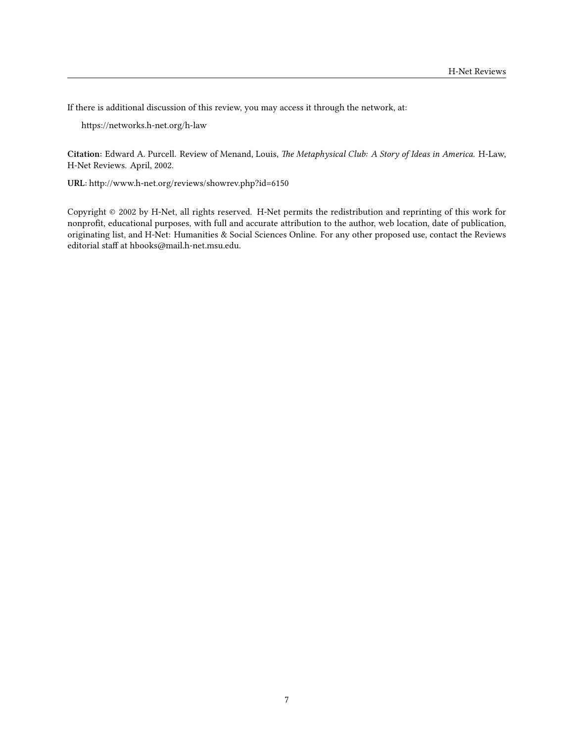If there is additional discussion of this review, you may access it through the network, at:

https://networks.h-net.org/h-law

**Citation**: Edward A. Purcell. Review of Menand, Louis, *The Metaphysical Club: A Story of Ideas in America.* H-Law, H-Net Reviews. April, 2002.

**URL:** http://www.h-net.org/reviews/showrev.php?id=6150

Copyright © 2002 by H-Net, all rights reserved. H-Net permits the redistribution and reprinting of this work for nonprofit, educational purposes, with full and accurate attribution to the author, web location, date of publication, originating list, and H-Net: Humanities & Social Sciences Online. For any other proposed use, contact the Reviews editorial staff at hbooks@mail.h-net.msu.edu.